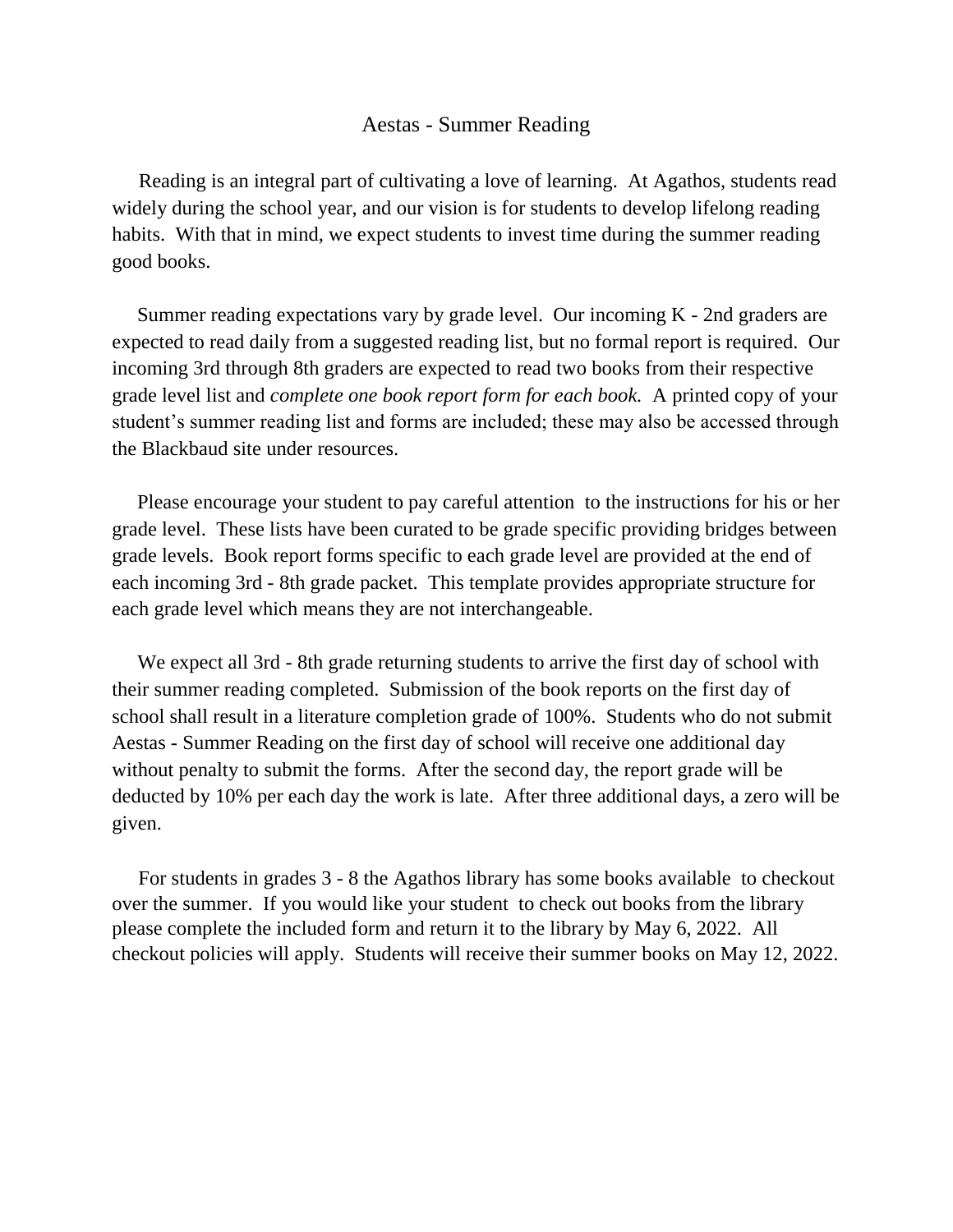# Aestas - Summer Reading

Reading is an integral part of cultivating a love of learning. At Agathos, students read widely during the school year, and our vision is for students to develop lifelong reading habits. With that in mind, we expect students to invest time during the summer reading good books.

Summer reading expectations vary by grade level. Our incoming K - 2nd graders are expected to read daily from a suggested reading list, but no formal report is required. Our incoming 3rd through 8th graders are expected to read two books from their respective grade level list and *complete one book report form for each book.* A printed copy of your student's summer reading list and forms are included; these may also be accessed through the Blackbaud site under resources.

Please encourage your student to pay careful attention to the instructions for his or her grade level. These lists have been curated to be grade specific providing bridges between grade levels. Book report forms specific to each grade level are provided at the end of each incoming 3rd - 8th grade packet. This template provides appropriate structure for each grade level which means they are not interchangeable.

We expect all 3rd - 8th grade returning students to arrive the first day of school with their summer reading completed. Submission of the book reports on the first day of school shall result in a literature completion grade of 100%. Students who do not submit Aestas - Summer Reading on the first day of school will receive one additional day without penalty to submit the forms. After the second day, the report grade will be deducted by 10% per each day the work is late. After three additional days, a zero will be given.

For students in grades 3 - 8 the Agathos library has some books available to checkout over the summer. If you would like your student to check out books from the library please complete the included form and return it to the library by May 6, 2022. All checkout policies will apply. Students will receive their summer books on May 12, 2022.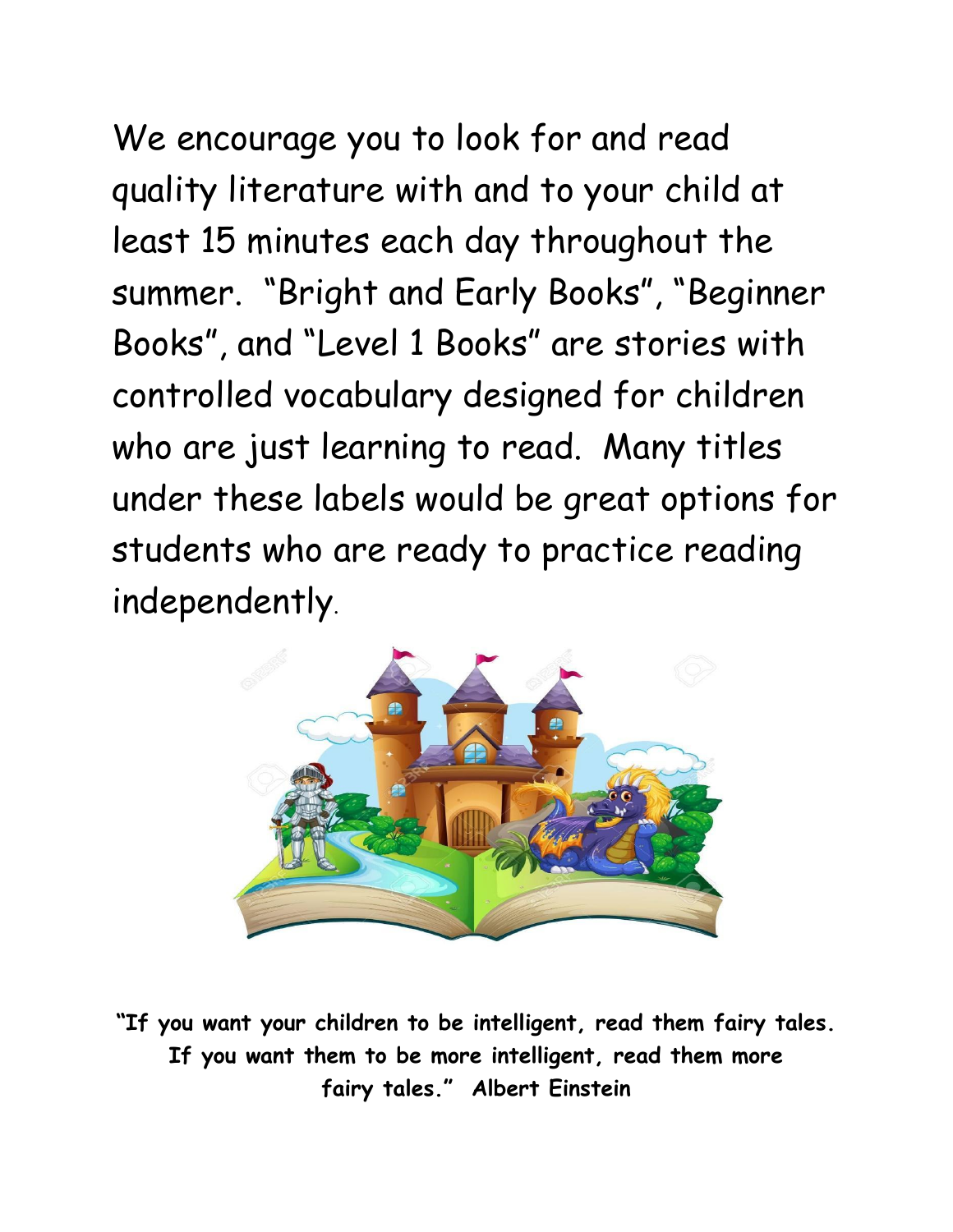We encourage you to look for and read quality literature with and to your child at least 15 minutes each day throughout the summer. "Bright and Early Books", "Beginner Books", and "Level 1 Books" are stories with controlled vocabulary designed for children who are just learning to read. Many titles under these labels would be great options for students who are ready to practice reading independently.

**"If you want your children to be intelligent, read them fairy tales. If you want them to be more intelligent, read them more fairy tales." Albert Einstein**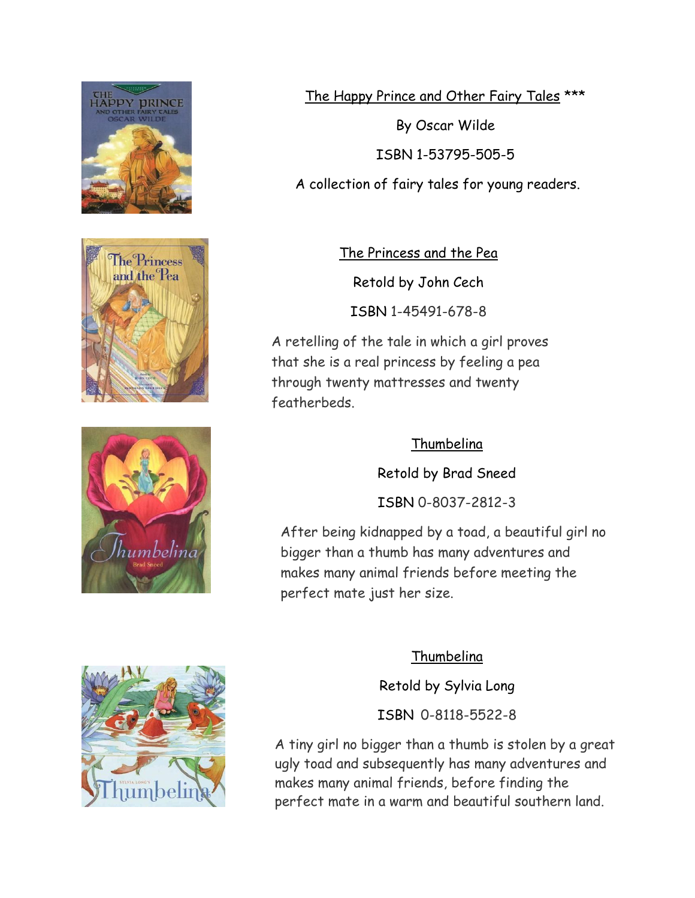The Happy Prince and Other Fairy Tales ***

By Oscar Wilde

ISBN 1-53795-505-5

A collection of fairy tales for young readers.

The Princess and the Pea

Retold by John Cech

ISBN 1-45491-678-8

A retelling of the tale in which a girl proves that she is a real princess by feeling a pea through twenty mattresses and twenty featherbeds.

Thumbelina

Retold by Brad Sneed

ISBN 0-8037-2812-3

After being kidnapped by a toad, a beautiful girl no bigger than a thumb has many adventures and makes many animal friends before meeting the perfect mate just her size.

Thumbelina

Retold by Sylvia Long

ISBN 0-8118-5522-8

A tiny girl no bigger than a thumb is stolen by a great ugly toad and subsequently has many adventures and makes many animal friends, before finding the perfect mate in a warm and beautiful southern land.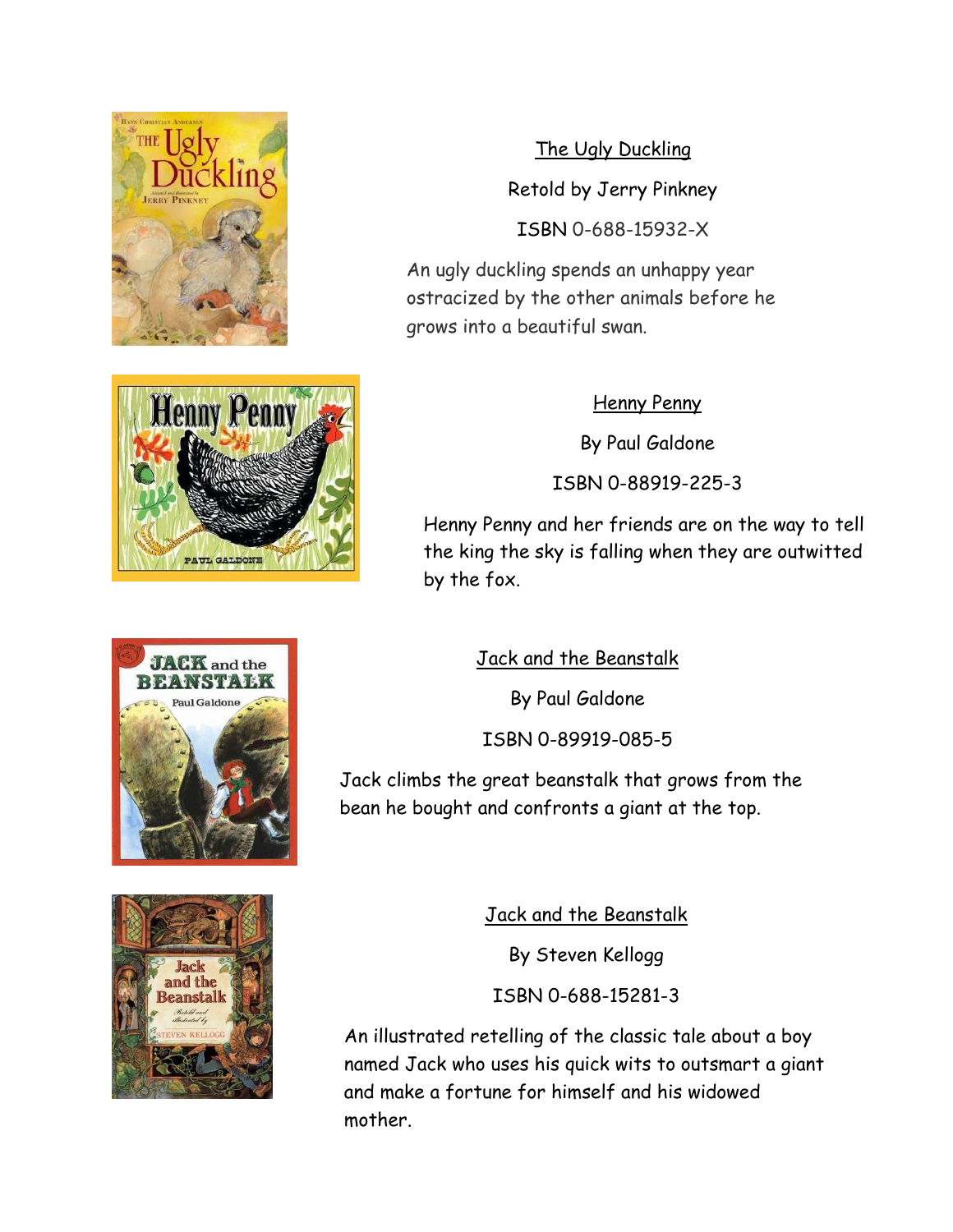The Ugly Duckling

Retold by Jerry Pinkney

ISBN 0-688-15932-X

An ugly duckling spends an unhappy year ostracized by the other animals before he grows into a beautiful swan.

Henny Penny

By Paul Galdone

ISBN 0-88919-225-3

Henny Penny and her friends are on the way to tell the king the sky is falling when they are outwitted by the fox.

Jack and the Beanstalk

By Paul Galdone

ISBN 0-89919-085-5

Jack climbs the great beanstalk that grows from the bean he bought and confronts a giant at the top.

Jack and the Beanstalk

By Steven Kellogg

ISBN 0-688-15281-3

An illustrated retelling of the classic tale about a boy named Jack who uses his quick wits to outsmart a giant and make a fortune for himself and his widowed mother.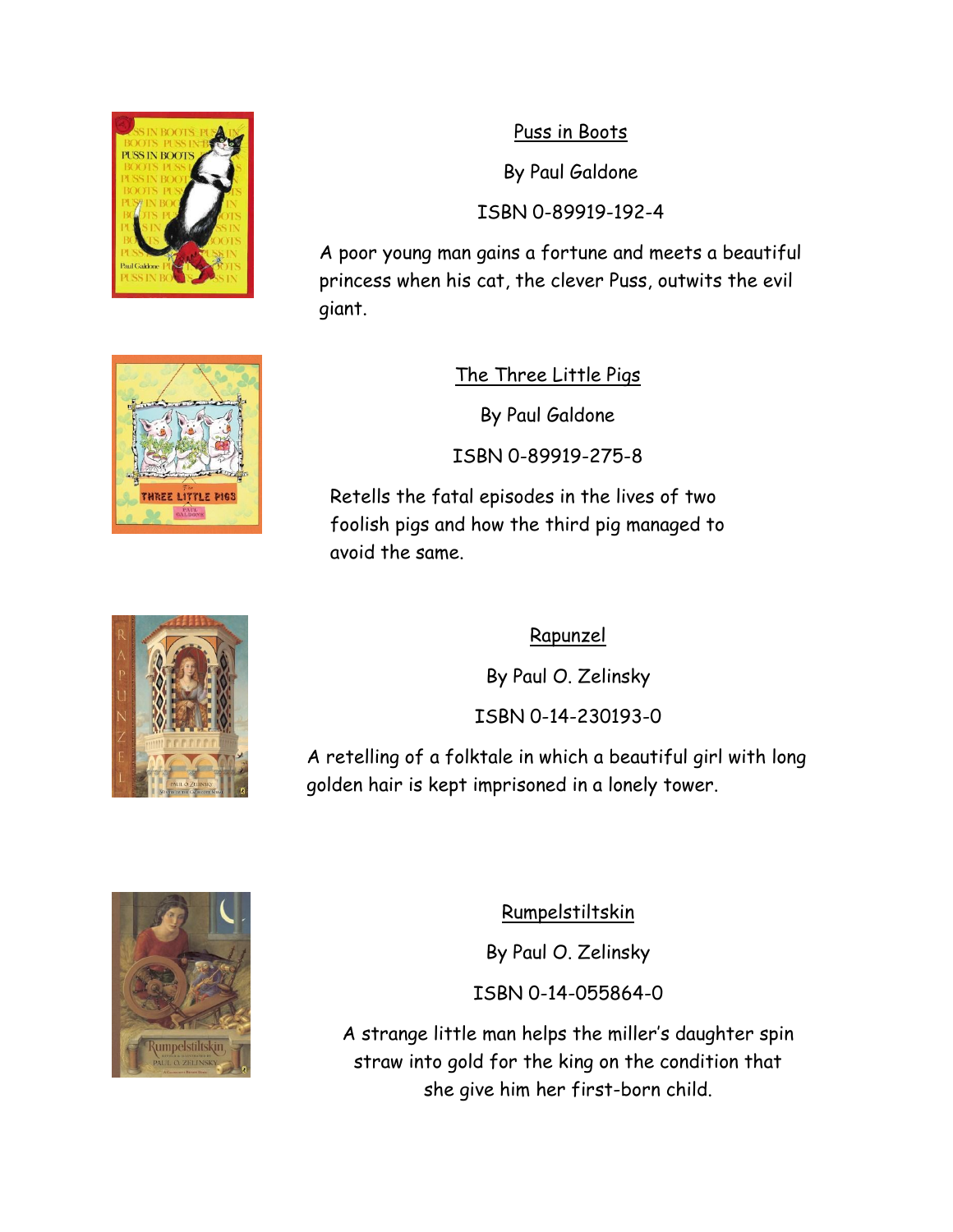Puss in Boots

By Paul Galdone

ISBN 0-89919-192-4

A poor young man gains a fortune and meets a beautiful princess when his cat, the clever Puss, outwits the evil giant.

The Three Little Pigs

By Paul Galdone

ISBN 0-89919-275-8

Retells the fatal episodes in the lives of two foolish pigs and how the third pig managed to avoid the same.

Rapunzel

By Paul O. Zelinsky

ISBN 0-14-230193-0

A retelling of a folktale in which a beautiful girl with long golden hair is kept imprisoned in a lonely tower.

Rumpelstiltskin

By Paul O. Zelinsky

ISBN 0-14-055864-0

A strange little man helps the miller's daughter spin straw into gold for the king on the condition that she give him her first-born child.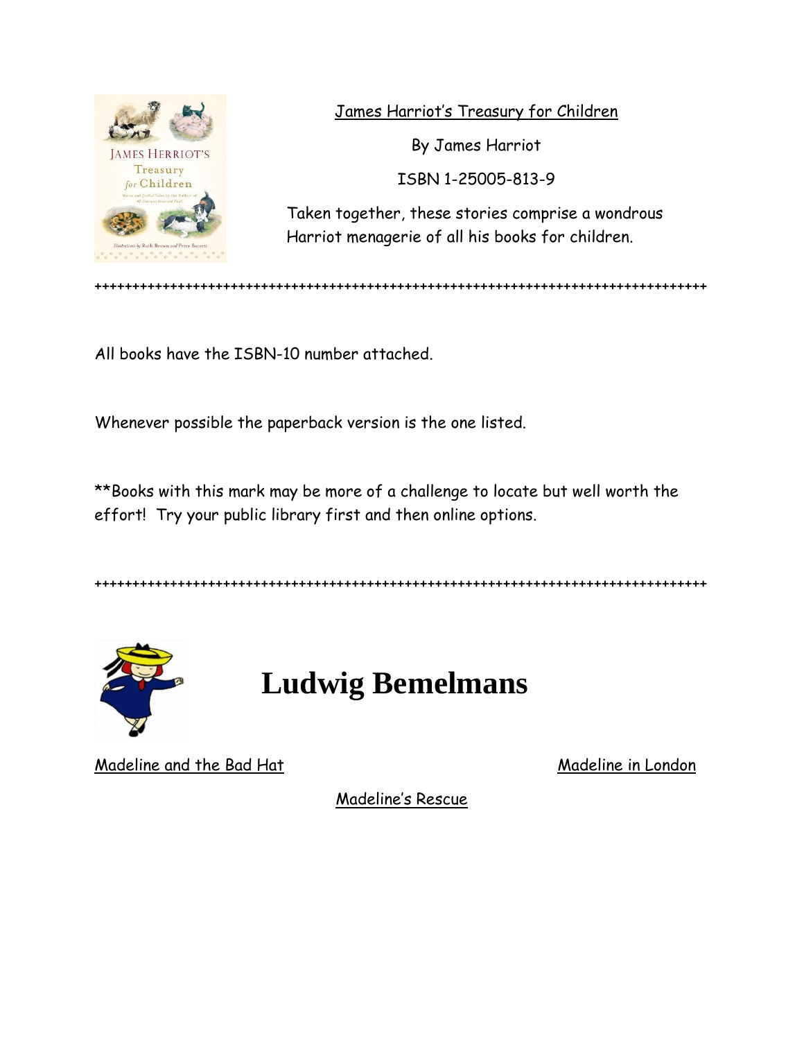James Harriot's Treasury for Children

By James Harriot

ISBN 1-25005-813-9

Taken together, these stories comprise a wondrous Harriot menagerie of all his books for children.

++++++++++++++++++++++++++++++++++++++++++++++++++++++++++++++++++++++++++++++++++++

All books have the ISBN-10 number attached.

Whenever possible the paperback version is the one listed.

**Books with this mark may be more of a challenge to locate but well worth the effort! Try your public library first and then online options.

++++++++++++++++++++++++++++++++++++++++++++++++++++++++++++++++++++++++++++++++++++

# Ludwig Bemelmans

Madeline and the Bad Hat

Madeline in London

Madeline's Rescue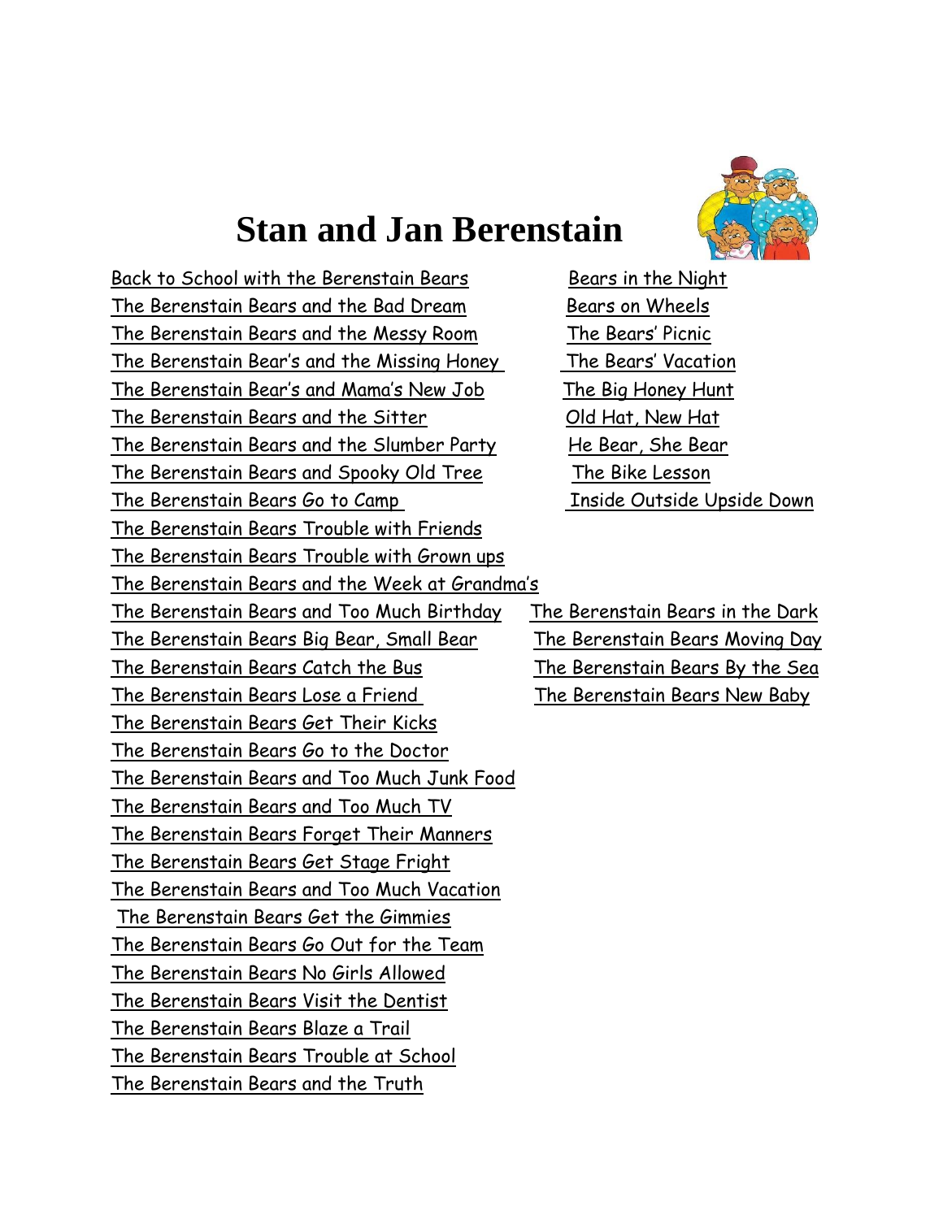# Stan and Jan Berenstain

- Back to School with the Berenstain Bears
- The Berenstain Bears and the Bad Dream
- The Berenstain Bears and the Messy Room
- The Berenstain Bear's and the Missing Honey
- The Berenstain Bear's and Mama's New Job
- The Berenstain Bears and the Sitter
- The Berenstain Bears and the Slumber Party
- The Berenstain Bears and Spooky Old Tree
- The Berenstain Bears Go to Camp
- The Berenstain Bears Trouble with Friends
- The Berenstain Bears Trouble with Grown ups
- The Berenstain Bears and the Week at Grandma's
- The Berenstain Bears and Too Much Birthday
- The Berenstain Bears Big Bear, Small Bear
- The Berenstain Bears Catch the Bus
- The Berenstain Bears Lose a Friend
- The Berenstain Bears Get Their Kicks
- The Berenstain Bears Go to the Doctor
- The Berenstain Bears and Too Much Junk Food
- The Berenstain Bears and Too Much TV
- The Berenstain Bears Forget Their Manners
- The Berenstain Bears Get Stage Fright
- The Berenstain Bears and Too Much Vacation
- The Berenstain Bears Get the Gimmies
- The Berenstain Bears Go Out for the Team
- The Berenstain Bears No Girls Allowed
- The Berenstain Bears Visit the Dentist
- The Berenstain Bears Blaze a Trail
- The Berenstain Bears Trouble at School
- The Berenstain Bears and the Truth

- Bears in the Night
- Bears on Wheels
- The Bears' Picnic
- The Bears' Vacation
- The Big Honey Hunt
- Old Hat, New Hat
- He Bear, She Bear
- The Bike Lesson
- Inside Outside Upside Down

- The Berenstain Bears in the Dark
- The Berenstain Bears Moving Day
- The Berenstain Bears By the Sea
- The Berenstain Bears New Baby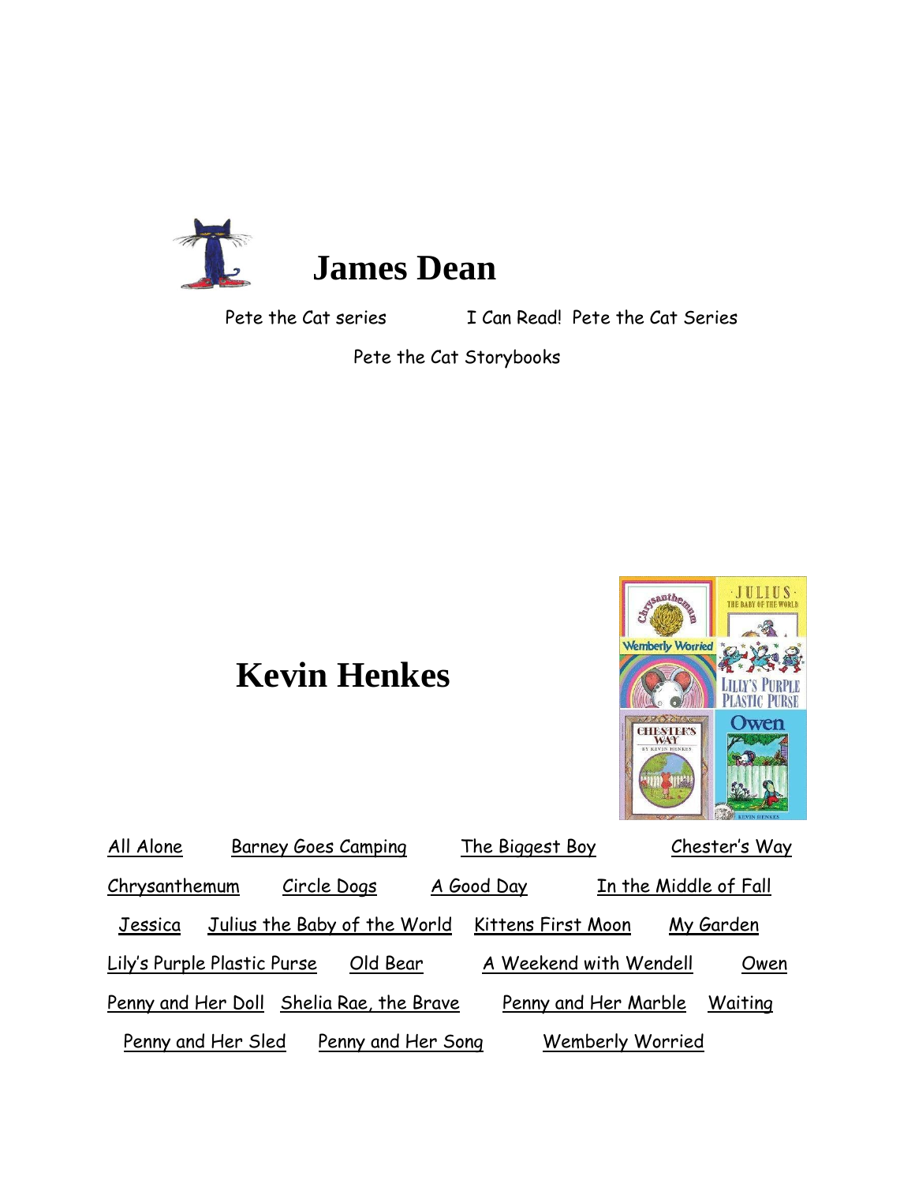# James Dean

Pete the Cat series I Can Read! Pete the Cat Series

Pete the Cat Storybooks

# Kevin Henkes

All Alone Barney Goes Camping The Biggest Boy Chester's Way

Chrysanthemum Circle Dogs A Good Day In the Middle of Fall

Jessica Julius the Baby of the World Kittens First Moon My Garden

Lily's Purple Plastic Purse Old Bear A Weekend with Wendell Owen

Penny and Her Doll Shelia Rae, the Brave Penny and Her Marble Waiting

Penny and Her Sled Penny and Her Song Wemberly Worried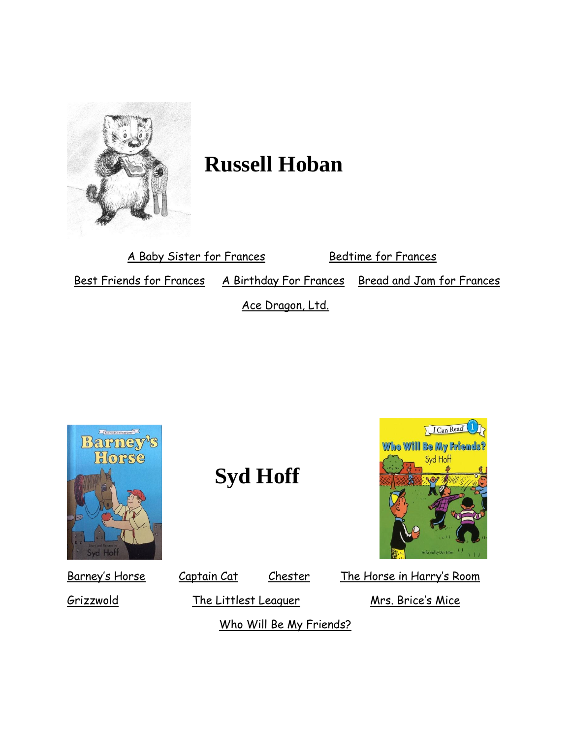# Russell Hoban

A Baby Sister for Frances  Bedtime for Frances

Best Friends for Frances  A Birthday For Frances  Bread and Jam for Frances

Ace Dragon, Ltd.

# Syd Hoff

Barney's Horse  Captain Cat  Chester  The Horse in Harry's Room

Grizzwold  The Littlest Leaguer  Mrs. Brice's Mice

Who Will Be My Friends?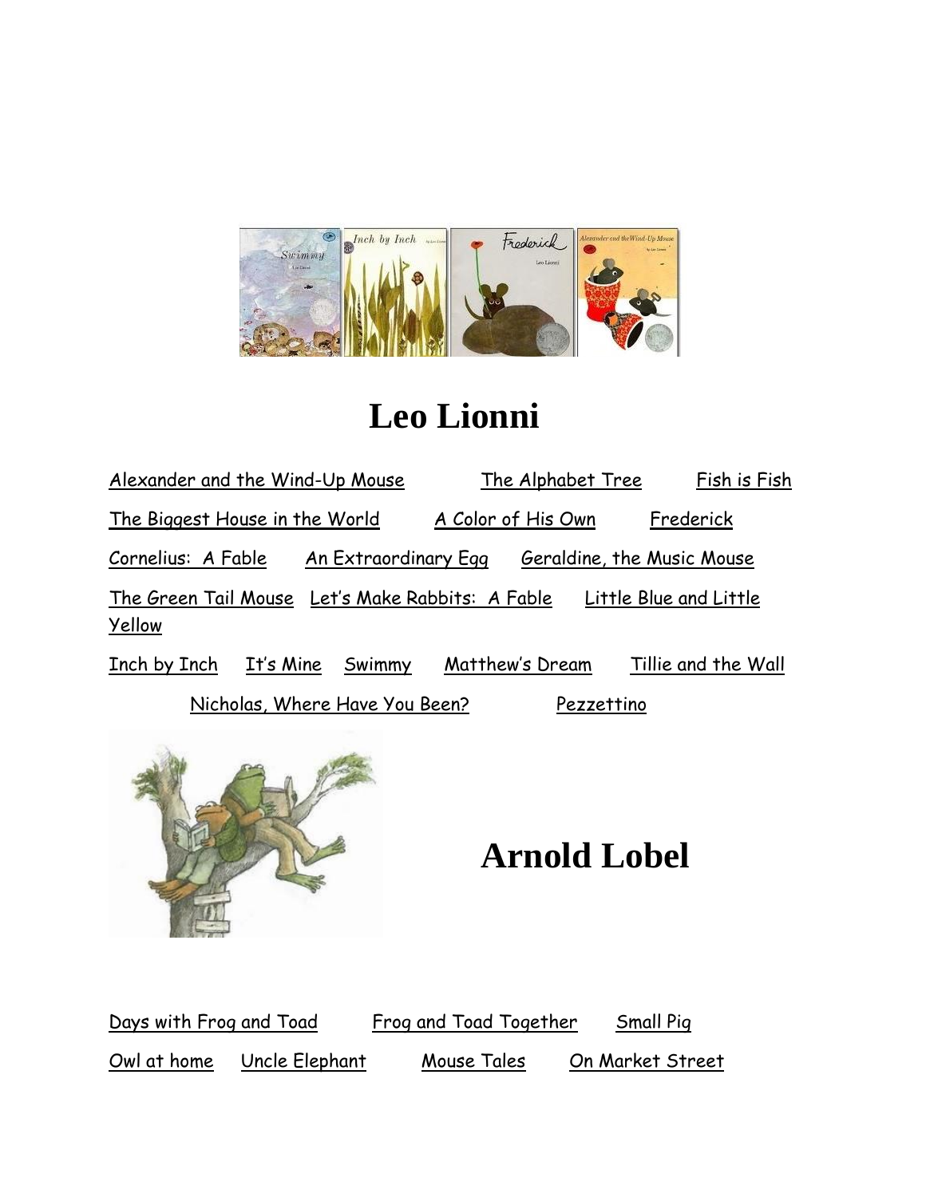# Leo Lionni

Alexander and the Wind-Up Mouse The Alphabet Tree Fish is Fish

The Biggest House in the World A Color of His Own Frederick

Cornelius: A Fable An Extraordinary Egg Geraldine, the Music Mouse

The Green Tail Mouse Let's Make Rabbits: A Fable Little Blue and Little Yellow

Inch by Inch It's Mine Swimmy Matthew's Dream Tillie and the Wall

Nicholas, Where Have You Been? Pezzettino

# Arnold Lobel

Days with Frog and Toad Frog and Toad Together Small Pig

Owl at home Uncle Elephant Mouse Tales On Market Street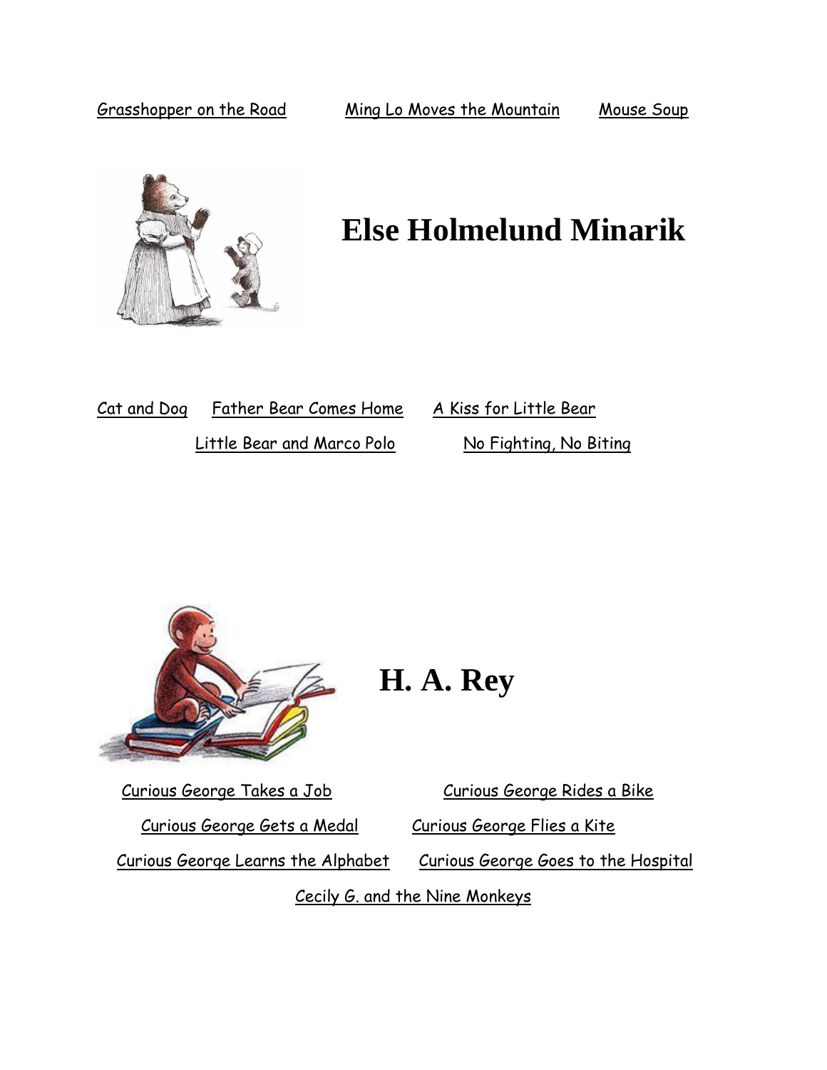Grasshopper on the Road     Ming Lo Moves the Mountain     Mouse Soup

# Else Holmelund Minarik

Cat and Dog     Father Bear Comes Home     A Kiss for Little Bear

Little Bear and Marco Polo     No Fighting, No Biting

# H. A. Rey

Curious George Takes a Job     Curious George Rides a Bike

Curious George Gets a Medal     Curious George Flies a Kite

Curious George Learns the Alphabet     Curious George Goes to the Hospital

Cecily G. and the Nine Monkeys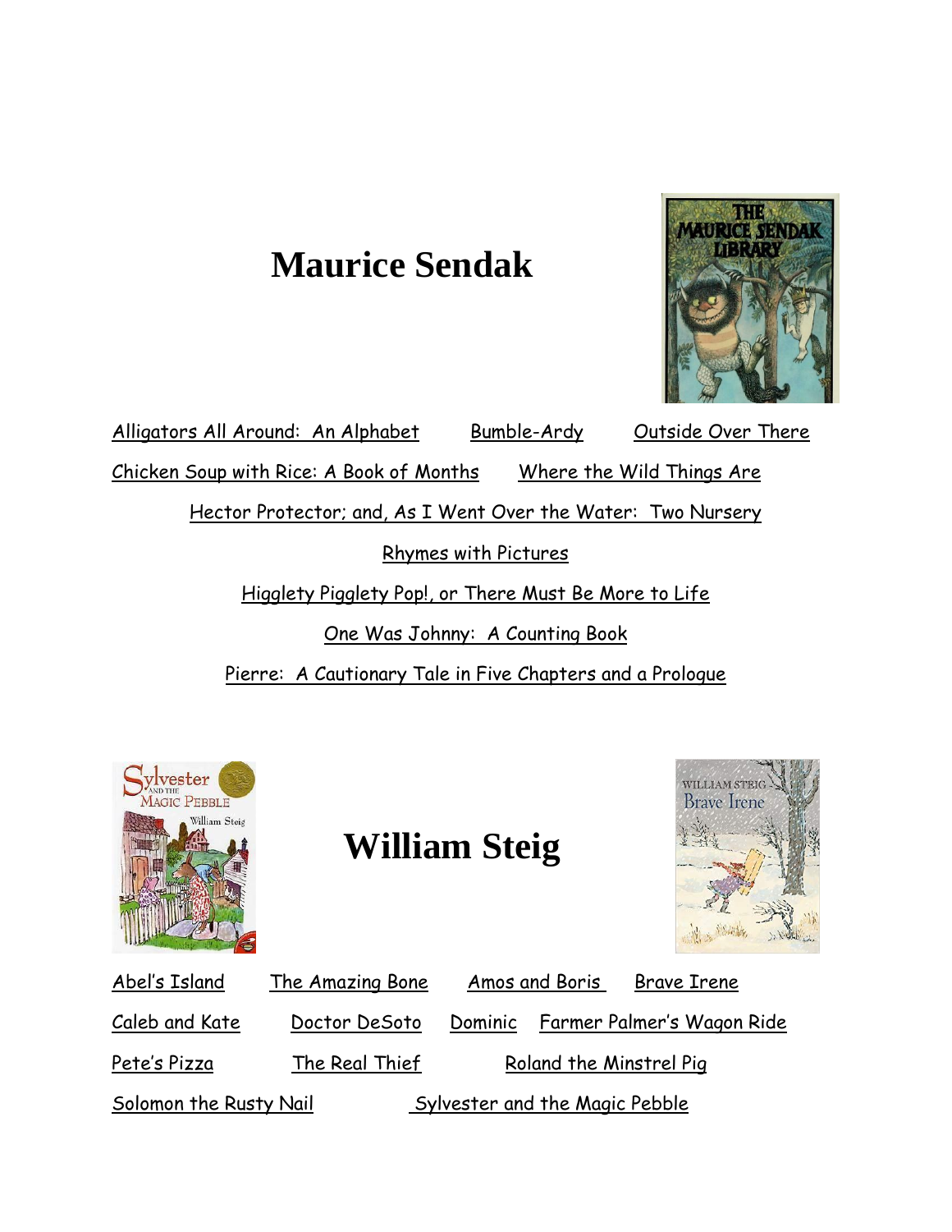# Maurice Sendak

Alligators All Around: An Alphabet     Bumble-Ardy     Outside Over There

Chicken Soup with Rice: A Book of Months     Where the Wild Things Are

Hector Protector; and, As I Went Over the Water: Two Nursery Rhymes with Pictures

Higglety Pigglety Pop!, or There Must Be More to Life

One Was Johnny: A Counting Book

Pierre: A Cautionary Tale in Five Chapters and a Prologue

# William Steig

Abel's Island     The Amazing Bone     Amos and Boris     Brave Irene

Caleb and Kate     Doctor DeSoto     Dominic     Farmer Palmer's Wagon Ride

Pete's Pizza     The Real Thief     Roland the Minstrel Pig

Solomon the Rusty Nail     Sylvester and the Magic Pebble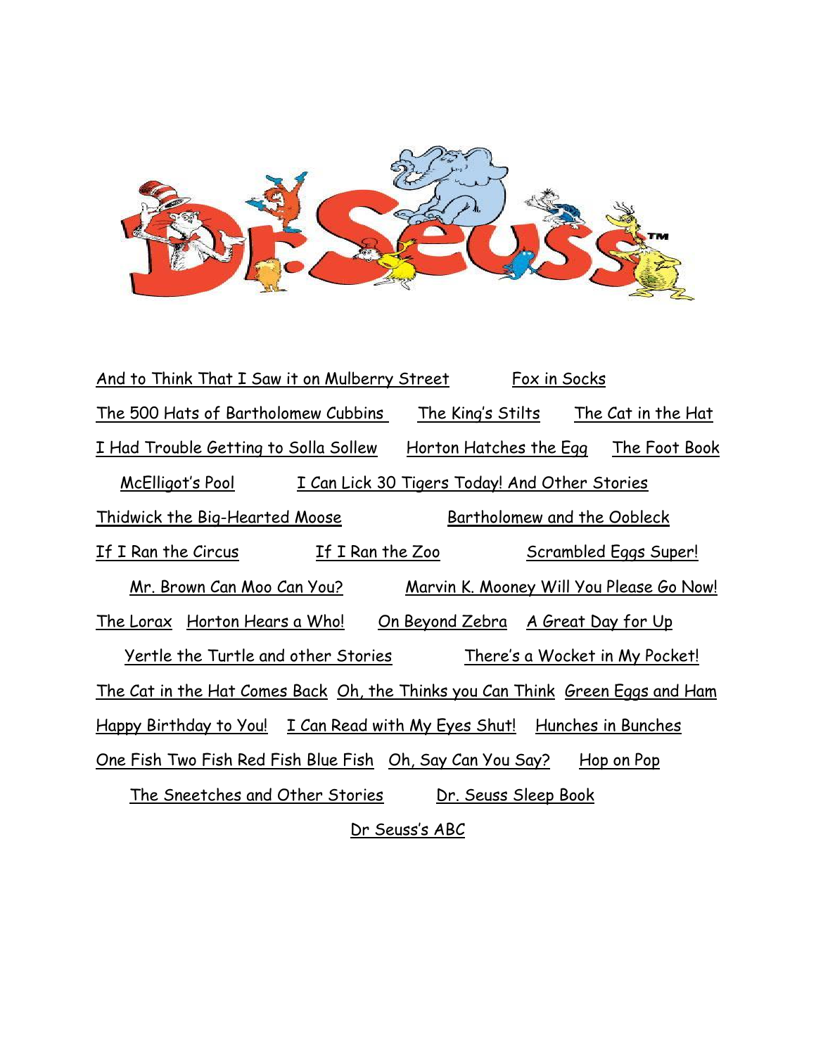And to Think That I Saw it on Mulberry Street    Fox in Socks

The 500 Hats of Bartholomew Cubbins    The King's Stilts    The Cat in the Hat

I Had Trouble Getting to Solla Sollew    Horton Hatches the Egg    The Foot Book

McElligot's Pool    I Can Lick 30 Tigers Today! And Other Stories

Thidwick the Big-Hearted Moose    Bartholomew and the Oobleck

If I Ran the Circus    If I Ran the Zoo    Scrambled Eggs Super!

Mr. Brown Can Moo Can You?    Marvin K. Mooney Will You Please Go Now!

The Lorax    Horton Hears a Who!    On Beyond Zebra    A Great Day for Up

Yertle the Turtle and other Stories    There's a Wocket in My Pocket!

The Cat in the Hat Comes Back    Oh, the Thinks you Can Think    Green Eggs and Ham

Happy Birthday to You!    I Can Read with My Eyes Shut!    Hunches in Bunches

One Fish Two Fish Red Fish Blue Fish    Oh, Say Can You Say?    Hop on Pop

The Sneetches and Other Stories    Dr. Seuss Sleep Book

Dr Seuss's ABC